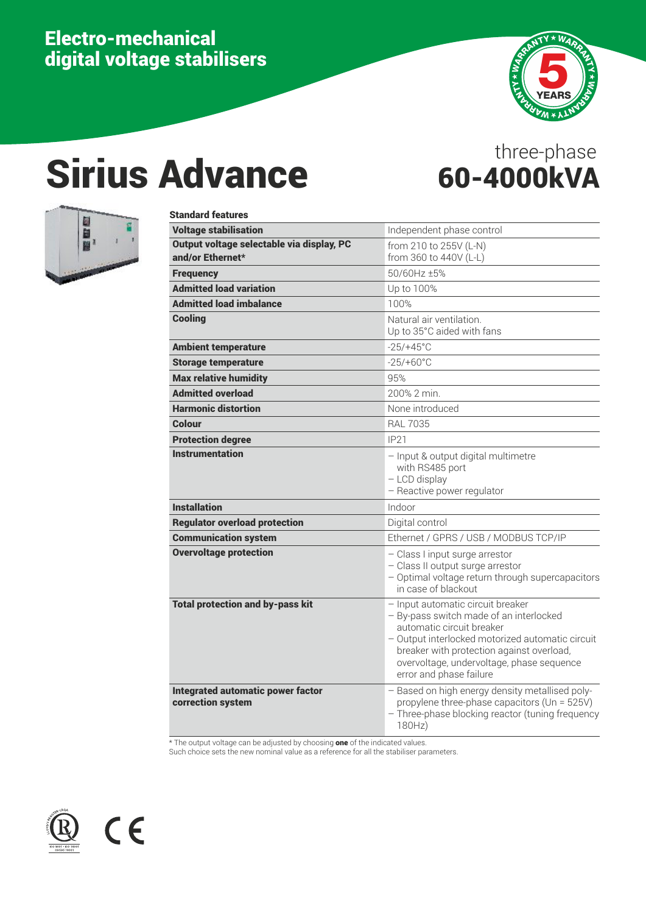## Electro-mechanical digital voltage stabilisers

# Sirius Advance

three-phase
**60-4000kVA**

**Standard features**

| | |
|---|---|
| **Voltage stabilisation** | Independent phase control |
| **Output voltage selectable via display, PC and/or Ethernet*** | from 210 to 255V (L-N)<br>from 360 to 440V (L-L) |
| **Frequency** | 50/60Hz ±5% |
| **Admitted load variation** | Up to 100% |
| **Admitted load imbalance** | 100% |
| **Cooling** | Natural air ventilation.<br>Up to 35°C aided with fans |
| **Ambient temperature** | -25/+45°C |
| **Storage temperature** | -25/+60°C |
| **Max relative humidity** | 95% |
| **Admitted overload** | 200% 2 min. |
| **Harmonic distortion** | None introduced |
| **Colour** | RAL 7035 |
| **Protection degree** | IP21 |
| **Instrumentation** | – Input & output digital multimetre with RS485 port<br>– LCD display<br>– Reactive power regulator |
| **Installation** | Indoor |
| **Regulator overload protection** | Digital control |
| **Communication system** | Ethernet / GPRS / USB / MODBUS TCP/IP |
| **Overvoltage protection** | – Class I input surge arrestor<br>– Class II output surge arrestor<br>– Optimal voltage return through supercapacitors in case of blackout |
| **Total protection and by-pass kit** | – Input automatic circuit breaker<br>– By-pass switch made of an interlocked automatic circuit breaker<br>– Output interlocked motorized automatic circuit breaker with protection against overload, overvoltage, undervoltage, phase sequence error and phase failure |
| **Integrated automatic power factor correction system** | – Based on high energy density metallised poly-propylene three-phase capacitors (Un = 525V)<br>– Three-phase blocking reactor (tuning frequency 180Hz) |

* The output voltage can be adjusted by choosing **one** of the indicated values.
Such choice sets the new nominal value as a reference for all the stabiliser parameters.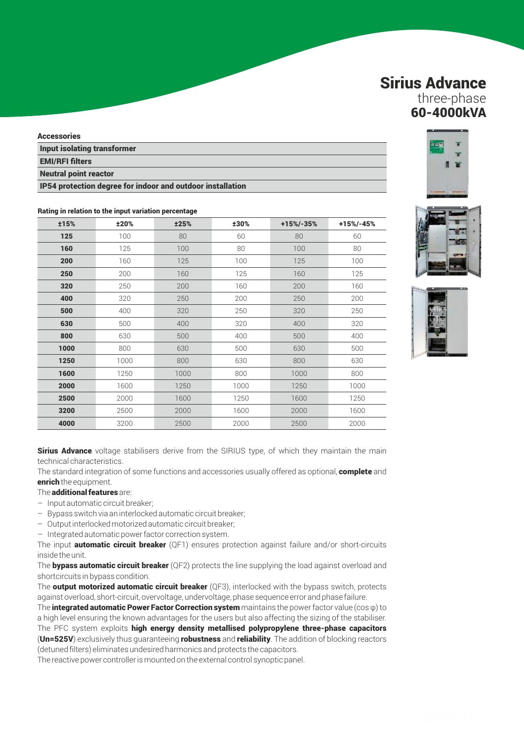# Sirius Advance

three-phase

**60-4000kVA**

**Accessories**

| |
|---|
| **Input isolating transformer** |
| **EMI/RFI filters** |
| **Neutral point reactor** |
| **IP54 protection degree for indoor and outdoor installation** |

**Rating in relation to the input variation percentage**

| ±15% | ±20% | ±25% | ±30% | +15%/-35% | +15%/-45% |
|---|---|---|---|---|---|
| **125** | 100 | 80 | 60 | 80 | 60 |
| **160** | 125 | 100 | 80 | 100 | 80 |
| **200** | 160 | 125 | 100 | 125 | 100 |
| **250** | 200 | 160 | 125 | 160 | 125 |
| **320** | 250 | 200 | 160 | 200 | 160 |
| **400** | 320 | 250 | 200 | 250 | 200 |
| **500** | 400 | 320 | 250 | 320 | 250 |
| **630** | 500 | 400 | 320 | 400 | 320 |
| **800** | 630 | 500 | 400 | 500 | 400 |
| **1000** | 800 | 630 | 500 | 630 | 500 |
| **1250** | 1000 | 800 | 630 | 800 | 630 |
| **1600** | 1250 | 1000 | 800 | 1000 | 800 |
| **2000** | 1600 | 1250 | 1000 | 1250 | 1000 |
| **2500** | 2000 | 1600 | 1250 | 1600 | 1250 |
| **3200** | 2500 | 2000 | 1600 | 2000 | 1600 |
| **4000** | 3200 | 2500 | 2000 | 2500 | 2000 |

**Sirius Advance** voltage stabilisers derive from the SIRIUS type, of which they maintain the main technical characteristics.

The standard integration of some functions and accessories usually offered as optional, **complete** and **enrich** the equipment.

The **additional features** are:

– Input automatic circuit breaker;
– Bypass switch via an interlocked automatic circuit breaker;
– Output interlocked motorized automatic circuit breaker;
– Integrated automatic power factor correction system.

The input **automatic circuit breaker** (QF1) ensures protection against failure and/or short-circuits inside the unit.

The **bypass automatic circuit breaker** (QF2) protects the line supplying the load against overload and shortcircuits in bypass condition.

The **output motorized automatic circuit breaker** (QF3), interlocked with the bypass switch, protects against overload, short-circuit, overvoltage, undervoltage, phase sequence error and phase failure.

The **integrated automatic Power Factor Correction system** maintains the power factor value (cos φ) to a high level ensuring the known advantages for the users but also affecting the sizing of the stabiliser.

The PFC system exploits **high energy density metallised polypropylene three-phase capacitors** (**Un=525V**) exclusively thus guaranteeing **robustness** and **reliability**. The addition of blocking reactors (detuned filters) eliminates undesired harmonics and protects the capacitors.

The reactive power controller is mounted on the external control synoptic panel.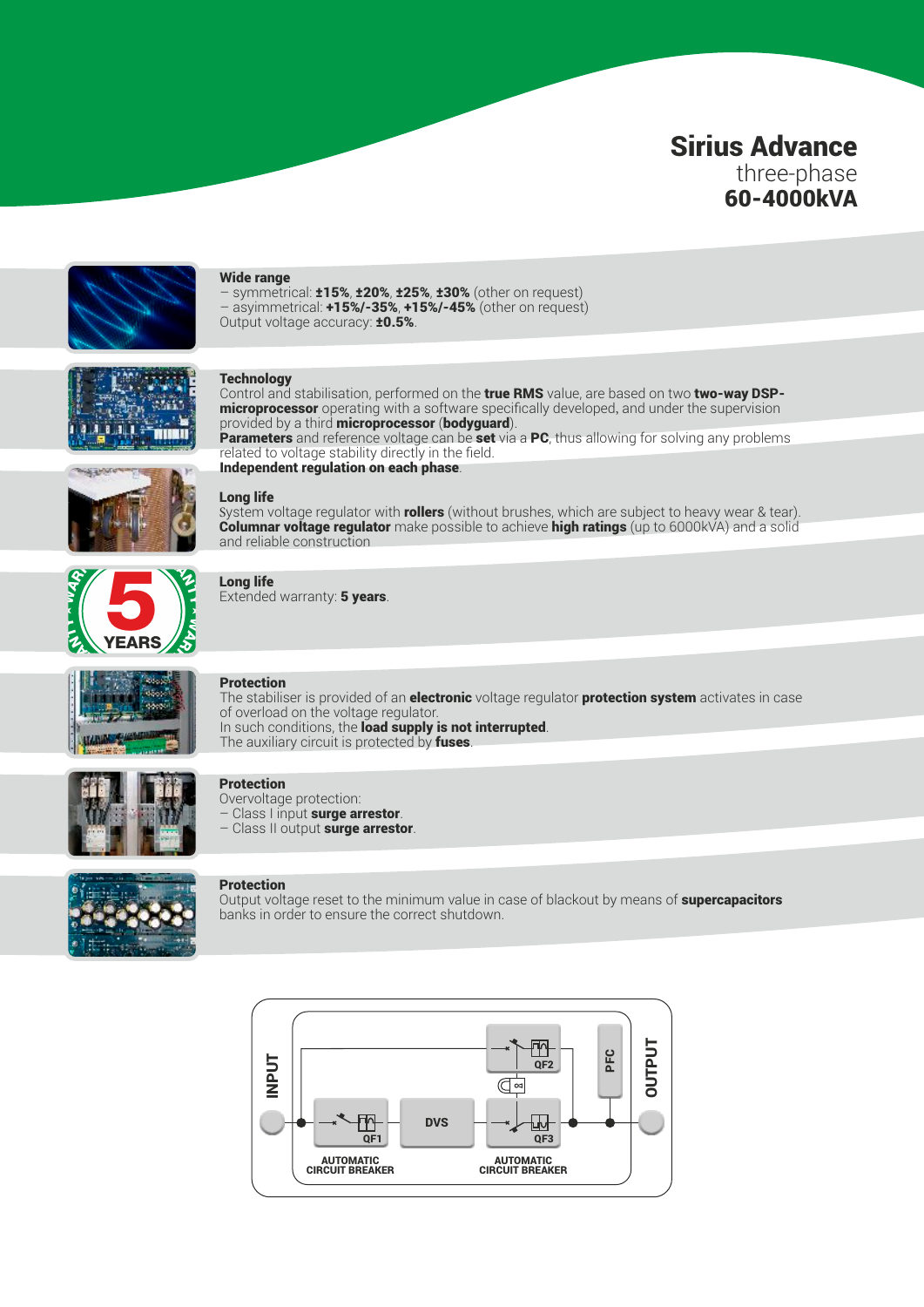# Sirius Advance

three-phase

**60-4000kVA**

### Wide range

– symmetrical: **±15%**, **±20%**, **±25%**, **±30%** (other on request)
– asyimmetrical: **+15%/-35%**, **+15%/-45%** (other on request)
Output voltage accuracy: **±0.5%**.

### Technology

Control and stabilisation, performed on the **true RMS** value, are based on two **two-way DSP-microprocessor** operating with a software specifically developed, and under the supervision provided by a third **microprocessor** (**bodyguard**).
**Parameters** and reference voltage can be **set** via a **PC**, thus allowing for solving any problems related to voltage stability directly in the field.
**Independent regulation on each phase**.

### Long life

System voltage regulator with **rollers** (without brushes, which are subject to heavy wear & tear).
**Columnar voltage regulator** make possible to achieve **high ratings** (up to 6000kVA) and a solid and reliable construction

### Long life

Extended warranty: **5 years**.

### Protection

The stabiliser is provided of an **electronic** voltage regulator **protection system** activates in case of overload on the voltage regulator.
In such conditions, the **load supply is not interrupted**.
The auxiliary circuit is protected by **fuses**.

### Protection

Overvoltage protection:
– Class I input **surge arrestor**.
– Class II output **surge arrestor**.

### Protection

Output voltage reset to the minimum value in case of blackout by means of **supercapacitors** banks in order to ensure the correct shutdown.

INPUT — QF1 AUTOMATIC CIRCUIT BREAKER — DVS — QF2 / QF3 AUTOMATIC CIRCUIT BREAKER — PFC — OUTPUT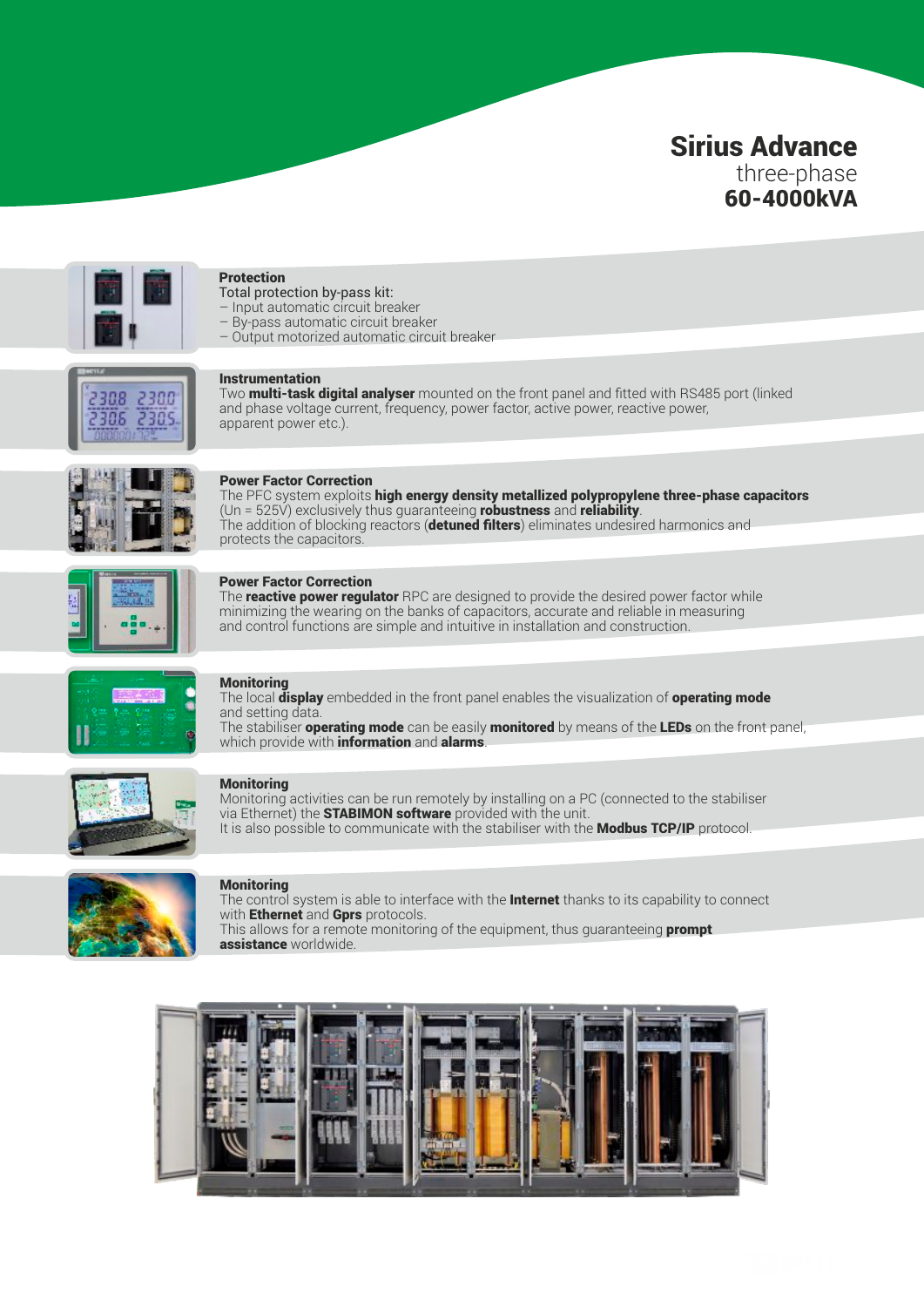# Sirius Advance

three-phase

**60-4000kVA**

### Protection

Total protection by-pass kit:

– Input automatic circuit breaker
– By-pass automatic circuit breaker
– Output motorized automatic circuit breaker

### Instrumentation

Two **multi-task digital analyser** mounted on the front panel and fitted with RS485 port (linked and phase voltage current, frequency, power factor, active power, reactive power, apparent power etc.).

### Power Factor Correction

The PFC system exploits **high energy density metallized polypropylene three-phase capacitors** (Un = 525V) exclusively thus guaranteeing **robustness** and **reliability**.
The addition of blocking reactors (**detuned filters**) eliminates undesired harmonics and protects the capacitors.

### Power Factor Correction

The **reactive power regulator** RPC are designed to provide the desired power factor while minimizing the wearing on the banks of capacitors, accurate and reliable in measuring and control functions are simple and intuitive in installation and construction.

### Monitoring

The local **display** embedded in the front panel enables the visualization of **operating mode** and setting data.
The stabiliser **operating mode** can be easily **monitored** by means of the **LEDs** on the front panel, which provide with **information** and **alarms**.

### Monitoring

Monitoring activities can be run remotely by installing on a PC (connected to the stabiliser via Ethernet) the **STABIMON software** provided with the unit.
It is also possible to communicate with the stabiliser with the **Modbus TCP/IP** protocol.

### Monitoring

The control system is able to interface with the **Internet** thanks to its capability to connect with **Ethernet** and **Gprs** protocols.
This allows for a remote monitoring of the equipment, thus guaranteeing **prompt assistance** worldwide.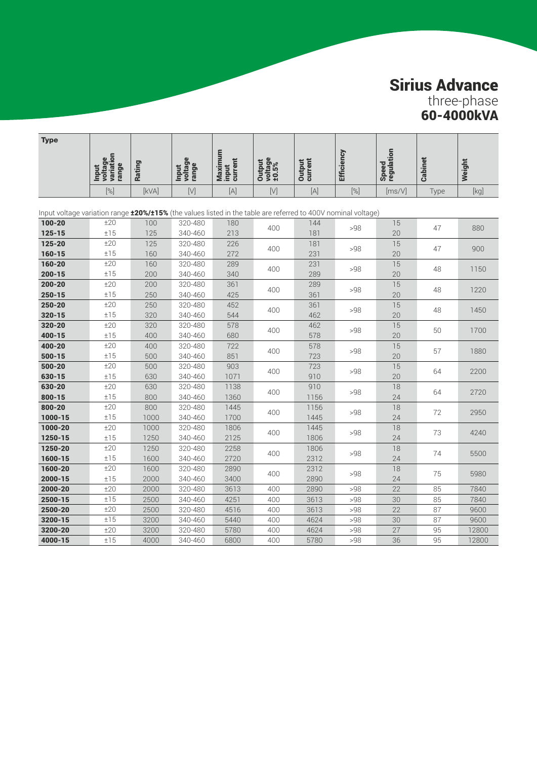# Sirius Advance

three-phase

**60-4000kVA**

| Type | Input voltage variation range | Rating | Input voltage range | Maximum input current | Output voltage ±0.5% | Output current | Efficiency | Speed regulation | Cabinet | Weight |
|---|---|---|---|---|---|---|---|---|---|---|
| | [%] | [kVA] | [V] | [A] | [V] | [A] | [%] | [ms/V] | Type | [kg] |
| Input voltage variation range **±20%/±15%** (the values listed in the table are referred to 400V nominal voltage) | | | | | | | | | | |
| **100-20** | ±20 | 100 | 320-480 | 180 | 400 | 144 | >98 | 15 | 47 | 880 |
| **125-15** | ±15 | 125 | 340-460 | 213 | | 181 | | 20 | | |
| **125-20** | ±20 | 125 | 320-480 | 226 | 400 | 181 | >98 | 15 | 47 | 900 |
| **160-15** | ±15 | 160 | 340-460 | 272 | | 231 | | 20 | | |
| **160-20** | ±20 | 160 | 320-480 | 289 | 400 | 231 | >98 | 15 | 48 | 1150 |
| **200-15** | ±15 | 200 | 340-460 | 340 | | 289 | | 20 | | |
| **200-20** | ±20 | 200 | 320-480 | 361 | 400 | 289 | >98 | 15 | 48 | 1220 |
| **250-15** | ±15 | 250 | 340-460 | 425 | | 361 | | 20 | | |
| **250-20** | ±20 | 250 | 320-480 | 452 | 400 | 361 | >98 | 15 | 48 | 1450 |
| **320-15** | ±15 | 320 | 340-460 | 544 | | 462 | | 20 | | |
| **320-20** | ±20 | 320 | 320-480 | 578 | 400 | 462 | >98 | 15 | 50 | 1700 |
| **400-15** | ±15 | 400 | 340-460 | 680 | | 578 | | 20 | | |
| **400-20** | ±20 | 400 | 320-480 | 722 | 400 | 578 | >98 | 15 | 57 | 1880 |
| **500-15** | ±15 | 500 | 340-460 | 851 | | 723 | | 20 | | |
| **500-20** | ±20 | 500 | 320-480 | 903 | 400 | 723 | >98 | 15 | 64 | 2200 |
| **630-15** | ±15 | 630 | 340-460 | 1071 | | 910 | | 20 | | |
| **630-20** | ±20 | 630 | 320-480 | 1138 | 400 | 910 | >98 | 18 | 64 | 2720 |
| **800-15** | ±15 | 800 | 340-460 | 1360 | | 1156 | | 24 | | |
| **800-20** | ±20 | 800 | 320-480 | 1445 | 400 | 1156 | >98 | 18 | 72 | 2950 |
| **1000-15** | ±15 | 1000 | 340-460 | 1700 | | 1445 | | 24 | | |
| **1000-20** | ±20 | 1000 | 320-480 | 1806 | 400 | 1445 | >98 | 18 | 73 | 4240 |
| **1250-15** | ±15 | 1250 | 340-460 | 2125 | | 1806 | | 24 | | |
| **1250-20** | ±20 | 1250 | 320-480 | 2258 | 400 | 1806 | >98 | 18 | 74 | 5500 |
| **1600-15** | ±15 | 1600 | 340-460 | 2720 | | 2312 | | 24 | | |
| **1600-20** | ±20 | 1600 | 320-480 | 2890 | 400 | 2312 | >98 | 18 | 75 | 5980 |
| **2000-15** | ±15 | 2000 | 340-460 | 3400 | | 2890 | | 24 | | |
| **2000-20** | ±20 | 2000 | 320-480 | 3613 | 400 | 2890 | >98 | 22 | 85 | 7840 |
| **2500-15** | ±15 | 2500 | 340-460 | 4251 | 400 | 3613 | >98 | 30 | 85 | 7840 |
| **2500-20** | ±20 | 2500 | 320-480 | 4516 | 400 | 3613 | >98 | 22 | 87 | 9600 |
| **3200-15** | ±15 | 3200 | 340-460 | 5440 | 400 | 4624 | >98 | 30 | 87 | 9600 |
| **3200-20** | ±20 | 3200 | 320-480 | 5780 | 400 | 4624 | >98 | 27 | 95 | 12800 |
| **4000-15** | ±15 | 4000 | 340-460 | 6800 | 400 | 5780 | >98 | 36 | 95 | 12800 |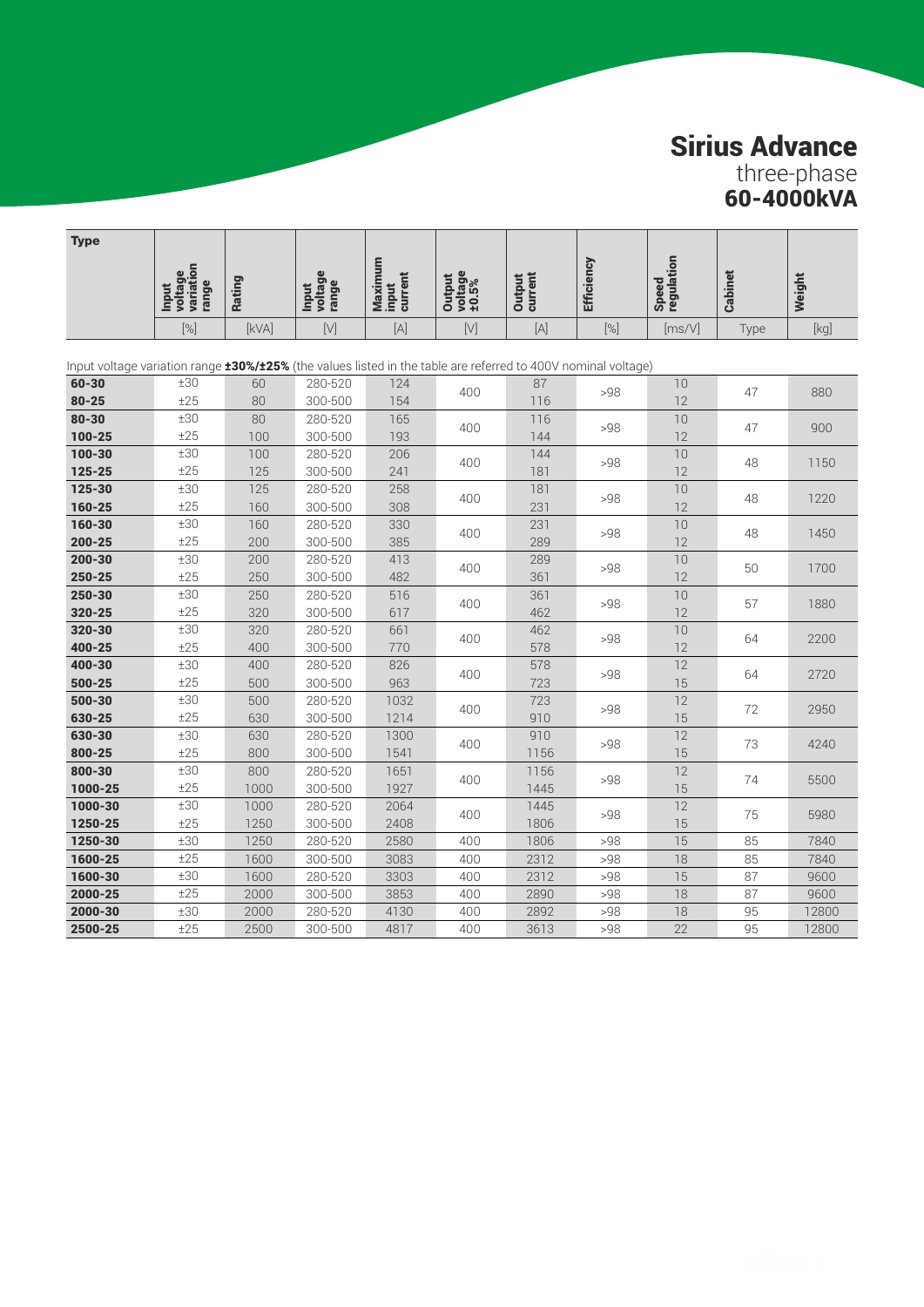# Sirius Advance

three-phase

**60-4000kVA**

| Type | Input voltage variation range | Rating | Input voltage range | Maximum input current | Output voltage ±0.5% | Output current | Efficiency | Speed regulation | Cabinet | Weight |
|---|---|---|---|---|---|---|---|---|---|---|
| | [%] | [kVA] | [V] | [A] | [V] | [A] | [%] | [ms/V] | Type | [kg] |
| Input voltage variation range **±30%/±25%** (the values listed in the table are referred to 400V nominal voltage) | | | | | | | | | | |
| **60-30** | ±30 | 60 | 280-520 | 124 | 400 | 87 | >98 | 10 | 47 | 880 |
| **80-25** | ±25 | 80 | 300-500 | 154 | | 116 | | 12 | | |
| **80-30** | ±30 | 80 | 280-520 | 165 | 400 | 116 | >98 | 10 | 47 | 900 |
| **100-25** | ±25 | 100 | 300-500 | 193 | | 144 | | 12 | | |
| **100-30** | ±30 | 100 | 280-520 | 206 | 400 | 144 | >98 | 10 | 48 | 1150 |
| **125-25** | ±25 | 125 | 300-500 | 241 | | 181 | | 12 | | |
| **125-30** | ±30 | 125 | 280-520 | 258 | 400 | 181 | >98 | 10 | 48 | 1220 |
| **160-25** | ±25 | 160 | 300-500 | 308 | | 231 | | 12 | | |
| **160-30** | ±30 | 160 | 280-520 | 330 | 400 | 231 | >98 | 10 | 48 | 1450 |
| **200-25** | ±25 | 200 | 300-500 | 385 | | 289 | | 12 | | |
| **200-30** | ±30 | 200 | 280-520 | 413 | 400 | 289 | >98 | 10 | 50 | 1700 |
| **250-25** | ±25 | 250 | 300-500 | 482 | | 361 | | 12 | | |
| **250-30** | ±30 | 250 | 280-520 | 516 | 400 | 361 | >98 | 10 | 57 | 1880 |
| **320-25** | ±25 | 320 | 300-500 | 617 | | 462 | | 12 | | |
| **320-30** | ±30 | 320 | 280-520 | 661 | 400 | 462 | >98 | 10 | 64 | 2200 |
| **400-25** | ±25 | 400 | 300-500 | 770 | | 578 | | 12 | | |
| **400-30** | ±30 | 400 | 280-520 | 826 | 400 | 578 | >98 | 12 | 64 | 2720 |
| **500-25** | ±25 | 500 | 300-500 | 963 | | 723 | | 15 | | |
| **500-30** | ±30 | 500 | 280-520 | 1032 | 400 | 723 | >98 | 12 | 72 | 2950 |
| **630-25** | ±25 | 630 | 300-500 | 1214 | | 910 | | 15 | | |
| **630-30** | ±30 | 630 | 280-520 | 1300 | 400 | 910 | >98 | 12 | 73 | 4240 |
| **800-25** | ±25 | 800 | 300-500 | 1541 | | 1156 | | 15 | | |
| **800-30** | ±30 | 800 | 280-520 | 1651 | 400 | 1156 | >98 | 12 | 74 | 5500 |
| **1000-25** | ±25 | 1000 | 300-500 | 1927 | | 1445 | | 15 | | |
| **1000-30** | ±30 | 1000 | 280-520 | 2064 | 400 | 1445 | >98 | 12 | 75 | 5980 |
| **1250-25** | ±25 | 1250 | 300-500 | 2408 | | 1806 | | 15 | | |
| **1250-30** | ±30 | 1250 | 280-520 | 2580 | 400 | 1806 | >98 | 15 | 85 | 7840 |
| **1600-25** | ±25 | 1600 | 300-500 | 3083 | 400 | 2312 | >98 | 18 | 85 | 7840 |
| **1600-30** | ±30 | 1600 | 280-520 | 3303 | 400 | 2312 | >98 | 15 | 87 | 9600 |
| **2000-25** | ±25 | 2000 | 300-500 | 3853 | 400 | 2890 | >98 | 18 | 87 | 9600 |
| **2000-30** | ±30 | 2000 | 280-520 | 4130 | 400 | 2892 | >98 | 18 | 95 | 12800 |
| **2500-25** | ±25 | 2500 | 300-500 | 4817 | 400 | 3613 | >98 | 22 | 95 | 12800 |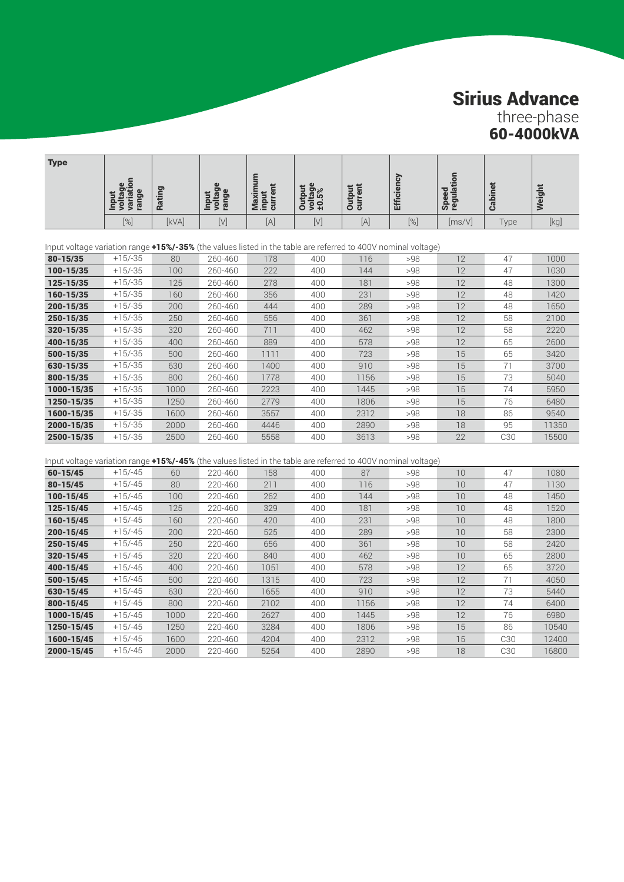# Sirius Advance

three-phase

**60-4000kVA**

| Type | Input voltage variation range | Rating | Input voltage range | Maximum input current | Output voltage ±0.5% | Output current | Efficiency | Speed regulation | Cabinet | Weight |
|---|---|---|---|---|---|---|---|---|---|---|
| | [%] | [kVA] | [V] | [A] | [V] | [A] | [%] | [ms/V] | Type | [kg] |
| Input voltage variation range **+15%/-35%** (the values listed in the table are referred to 400V nominal voltage) | | | | | | | | | | |
| **80-15/35** | +15/-35 | 80 | 260-460 | 178 | 400 | 116 | >98 | 12 | 47 | 1000 |
| **100-15/35** | +15/-35 | 100 | 260-460 | 222 | 400 | 144 | >98 | 12 | 47 | 1030 |
| **125-15/35** | +15/-35 | 125 | 260-460 | 278 | 400 | 181 | >98 | 12 | 48 | 1300 |
| **160-15/35** | +15/-35 | 160 | 260-460 | 356 | 400 | 231 | >98 | 12 | 48 | 1420 |
| **200-15/35** | +15/-35 | 200 | 260-460 | 444 | 400 | 289 | >98 | 12 | 48 | 1650 |
| **250-15/35** | +15/-35 | 250 | 260-460 | 556 | 400 | 361 | >98 | 12 | 58 | 2100 |
| **320-15/35** | +15/-35 | 320 | 260-460 | 711 | 400 | 462 | >98 | 12 | 58 | 2220 |
| **400-15/35** | +15/-35 | 400 | 260-460 | 889 | 400 | 578 | >98 | 12 | 65 | 2600 |
| **500-15/35** | +15/-35 | 500 | 260-460 | 1111 | 400 | 723 | >98 | 15 | 65 | 3420 |
| **630-15/35** | +15/-35 | 630 | 260-460 | 1400 | 400 | 910 | >98 | 15 | 71 | 3700 |
| **800-15/35** | +15/-35 | 800 | 260-460 | 1778 | 400 | 1156 | >98 | 15 | 73 | 5040 |
| **1000-15/35** | +15/-35 | 1000 | 260-460 | 2223 | 400 | 1445 | >98 | 15 | 74 | 5950 |
| **1250-15/35** | +15/-35 | 1250 | 260-460 | 2779 | 400 | 1806 | >98 | 15 | 76 | 6480 |
| **1600-15/35** | +15/-35 | 1600 | 260-460 | 3557 | 400 | 2312 | >98 | 18 | 86 | 9540 |
| **2000-15/35** | +15/-35 | 2000 | 260-460 | 4446 | 400 | 2890 | >98 | 18 | 95 | 11350 |
| **2500-15/35** | +15/-35 | 2500 | 260-460 | 5558 | 400 | 3613 | >98 | 22 | C30 | 15500 |
| Input voltage variation range **+15%/-45%** (the values listed in the table are referred to 400V nominal voltage) | | | | | | | | | | |
| **60-15/45** | +15/-45 | 60 | 220-460 | 158 | 400 | 87 | >98 | 10 | 47 | 1080 |
| **80-15/45** | +15/-45 | 80 | 220-460 | 211 | 400 | 116 | >98 | 10 | 47 | 1130 |
| **100-15/45** | +15/-45 | 100 | 220-460 | 262 | 400 | 144 | >98 | 10 | 48 | 1450 |
| **125-15/45** | +15/-45 | 125 | 220-460 | 329 | 400 | 181 | >98 | 10 | 48 | 1520 |
| **160-15/45** | +15/-45 | 160 | 220-460 | 420 | 400 | 231 | >98 | 10 | 48 | 1800 |
| **200-15/45** | +15/-45 | 200 | 220-460 | 525 | 400 | 289 | >98 | 10 | 58 | 2300 |
| **250-15/45** | +15/-45 | 250 | 220-460 | 656 | 400 | 361 | >98 | 10 | 58 | 2420 |
| **320-15/45** | +15/-45 | 320 | 220-460 | 840 | 400 | 462 | >98 | 10 | 65 | 2800 |
| **400-15/45** | +15/-45 | 400 | 220-460 | 1051 | 400 | 578 | >98 | 12 | 65 | 3720 |
| **500-15/45** | +15/-45 | 500 | 220-460 | 1315 | 400 | 723 | >98 | 12 | 71 | 4050 |
| **630-15/45** | +15/-45 | 630 | 220-460 | 1655 | 400 | 910 | >98 | 12 | 73 | 5440 |
| **800-15/45** | +15/-45 | 800 | 220-460 | 2102 | 400 | 1156 | >98 | 12 | 74 | 6400 |
| **1000-15/45** | +15/-45 | 1000 | 220-460 | 2627 | 400 | 1445 | >98 | 12 | 76 | 6980 |
| **1250-15/45** | +15/-45 | 1250 | 220-460 | 3284 | 400 | 1806 | >98 | 15 | 86 | 10540 |
| **1600-15/45** | +15/-45 | 1600 | 220-460 | 4204 | 400 | 2312 | >98 | 15 | C30 | 12400 |
| **2000-15/45** | +15/-45 | 2000 | 220-460 | 5254 | 400 | 2890 | >98 | 18 | C30 | 16800 |